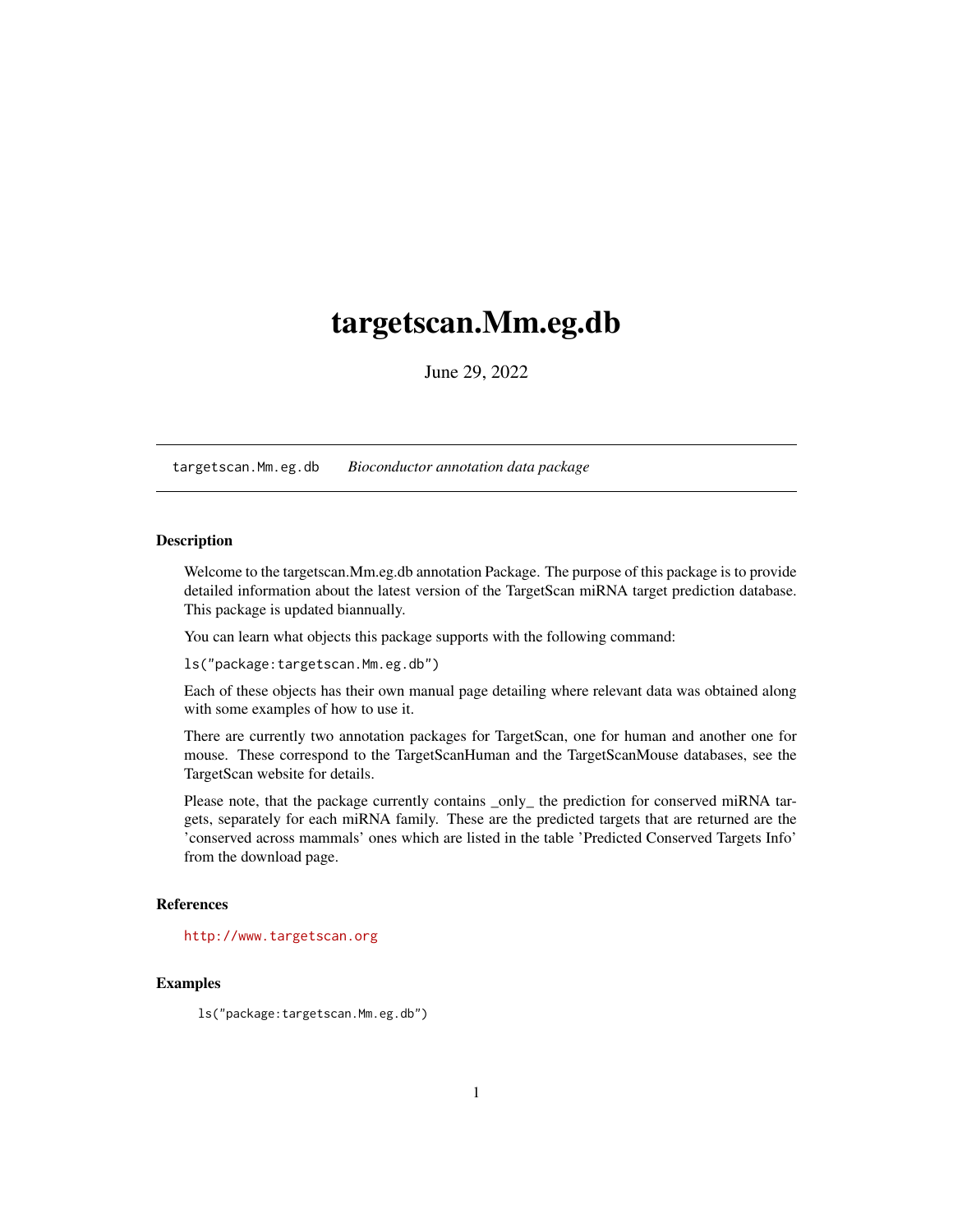# targetscan.Mm.eg.db

June 29, 2022

targetscan.Mm.eg.db    *Bioconductor annotation data package*

## Description

Welcome to the targetscan.Mm.eg.db annotation Package. The purpose of this package is to provide detailed information about the latest version of the TargetScan miRNA target prediction database. This package is updated biannually.

You can learn what objects this package supports with the following command:

`ls("package:targetscan.Mm.eg.db")`

Each of these objects has their own manual page detailing where relevant data was obtained along with some examples of how to use it.

There are currently two annotation packages for TargetScan, one for human and another one for mouse. These correspond to the TargetScanHuman and the TargetScanMouse databases, see the TargetScan website for details.

Please note, that the package currently contains _only_ the prediction for conserved miRNA targets, separately for each miRNA family. These are the predicted targets that are returned are the 'conserved across mammals' ones which are listed in the table 'Predicted Conserved Targets Info' from the download page.

## References

http://www.targetscan.org

## Examples

```
ls("package:targetscan.Mm.eg.db")
```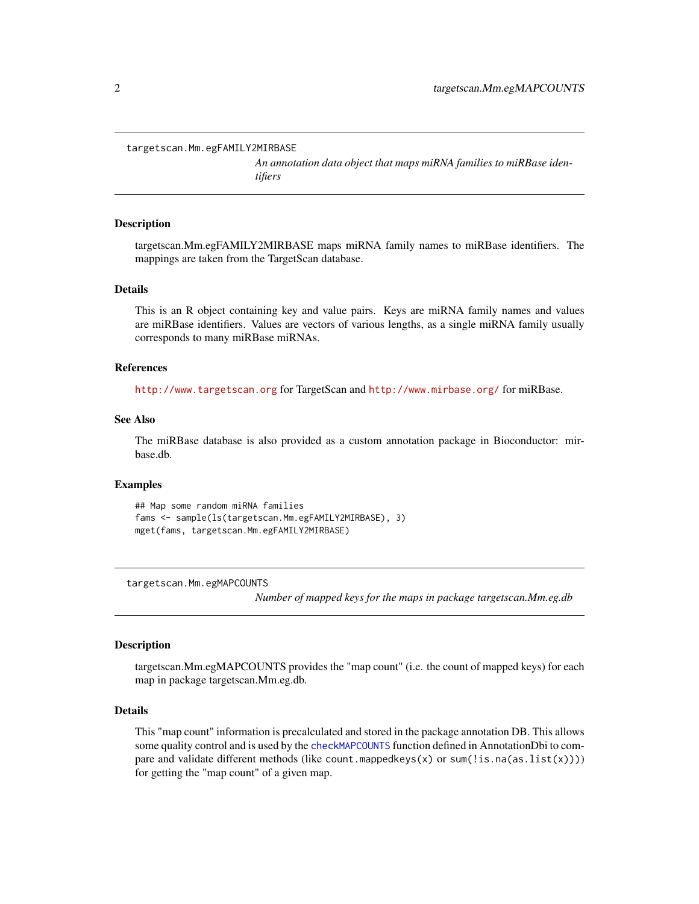## targetscan.Mm.egFAMILY2MIRBASE

*An annotation data object that maps miRNA families to miRBase identifiers*

### Description

targetscan.Mm.egFAMILY2MIRBASE maps miRNA family names to miRBase identifiers. The mappings are taken from the TargetScan database.

### Details

This is an R object containing key and value pairs. Keys are miRNA family names and values are miRBase identifiers. Values are vectors of various lengths, as a single miRNA family usually corresponds to many miRBase miRNAs.

### References

http://www.targetscan.org for TargetScan and http://www.mirbase.org/ for miRBase.

### See Also

The miRBase database is also provided as a custom annotation package in Bioconductor: mirbase.db.

### Examples

```
## Map some random miRNA families
fams <- sample(ls(targetscan.Mm.egFAMILY2MIRBASE), 3)
mget(fams, targetscan.Mm.egFAMILY2MIRBASE)
```

## targetscan.Mm.egMAPCOUNTS

*Number of mapped keys for the maps in package targetscan.Mm.eg.db*

### Description

targetscan.Mm.egMAPCOUNTS provides the "map count" (i.e. the count of mapped keys) for each map in package targetscan.Mm.eg.db.

### Details

This "map count" information is precalculated and stored in the package annotation DB. This allows some quality control and is used by the `checkMAPCOUNTS` function defined in AnnotationDbi to compare and validate different methods (like `count.mappedkeys(x)` or `sum(!is.na(as.list(x)))`) for getting the "map count" of a given map.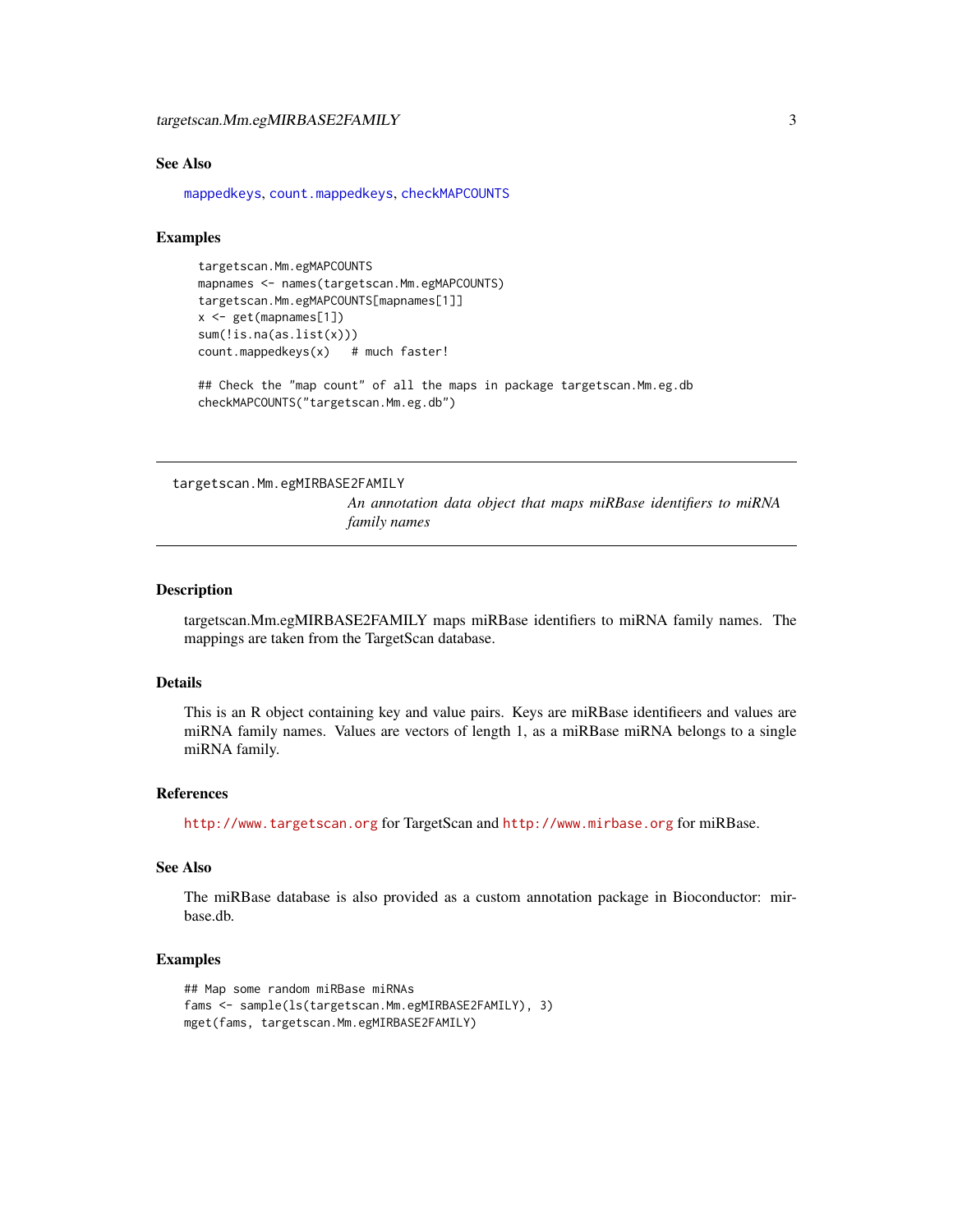### See Also

mappedkeys, count.mappedkeys, checkMAPCOUNTS

### Examples

```
targetscan.Mm.egMAPCOUNTS
mapnames <- names(targetscan.Mm.egMAPCOUNTS)
targetscan.Mm.egMAPCOUNTS[mapnames[1]]
x <- get(mapnames[1])
sum(!is.na(as.list(x)))
count.mappedkeys(x)   # much faster!

## Check the "map count" of all the maps in package targetscan.Mm.eg.db
checkMAPCOUNTS("targetscan.Mm.eg.db")
```

---

## targetscan.Mm.egMIRBASE2FAMILY

*An annotation data object that maps miRBase identifiers to miRNA family names*

---

### Description

targetscan.Mm.egMIRBASE2FAMILY maps miRBase identifiers to miRNA family names. The mappings are taken from the TargetScan database.

### Details

This is an R object containing key and value pairs. Keys are miRBase identifieers and values are miRNA family names. Values are vectors of length 1, as a miRBase miRNA belongs to a single miRNA family.

### References

http://www.targetscan.org for TargetScan and http://www.mirbase.org for miRBase.

### See Also

The miRBase database is also provided as a custom annotation package in Bioconductor: mirbase.db.

### Examples

```
## Map some random miRBase miRNAs
fams <- sample(ls(targetscan.Mm.egMIRBASE2FAMILY), 3)
mget(fams, targetscan.Mm.egMIRBASE2FAMILY)
```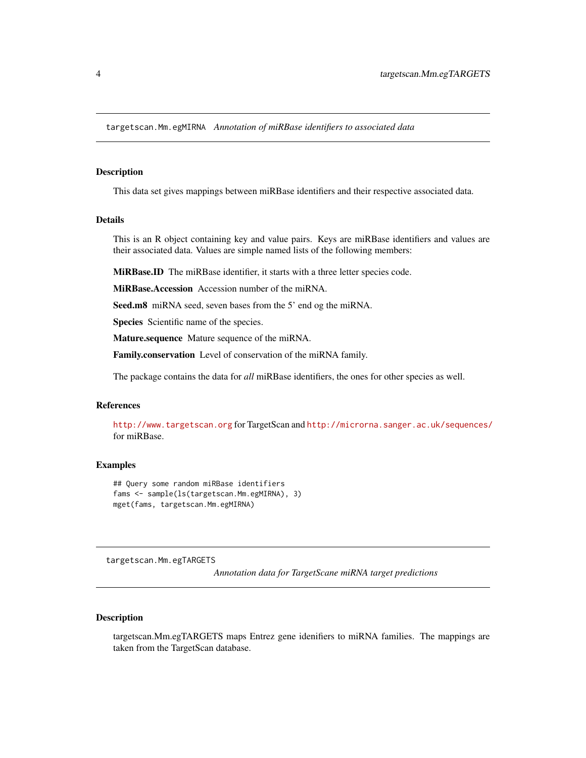## targetscan.Mm.egMIRNA *Annotation of miRBase identifiers to associated data*

### Description

This data set gives mappings between miRBase identifiers and their respective associated data.

### Details

This is an R object containing key and value pairs. Keys are miRBase identifiers and values are their associated data. Values are simple named lists of the following members:

**MiRBase.ID** The miRBase identifier, it starts with a three letter species code.

**MiRBase.Accession** Accession number of the miRNA.

**Seed.m8** miRNA seed, seven bases from the 5' end og the miRNA.

**Species** Scientific name of the species.

**Mature.sequence** Mature sequence of the miRNA.

**Family.conservation** Level of conservation of the miRNA family.

The package contains the data for *all* miRBase identifiers, the ones for other species as well.

### References

http://www.targetscan.org for TargetScan and http://microrna.sanger.ac.uk/sequences/ for miRBase.

### Examples

```
## Query some random miRBase identifiers
fams <- sample(ls(targetscan.Mm.egMIRNA), 3)
mget(fams, targetscan.Mm.egMIRNA)
```

## targetscan.Mm.egTARGETS *Annotation data for TargetScane miRNA target predictions*

### Description

targetscan.Mm.egTARGETS maps Entrez gene idenifiers to miRNA families. The mappings are taken from the TargetScan database.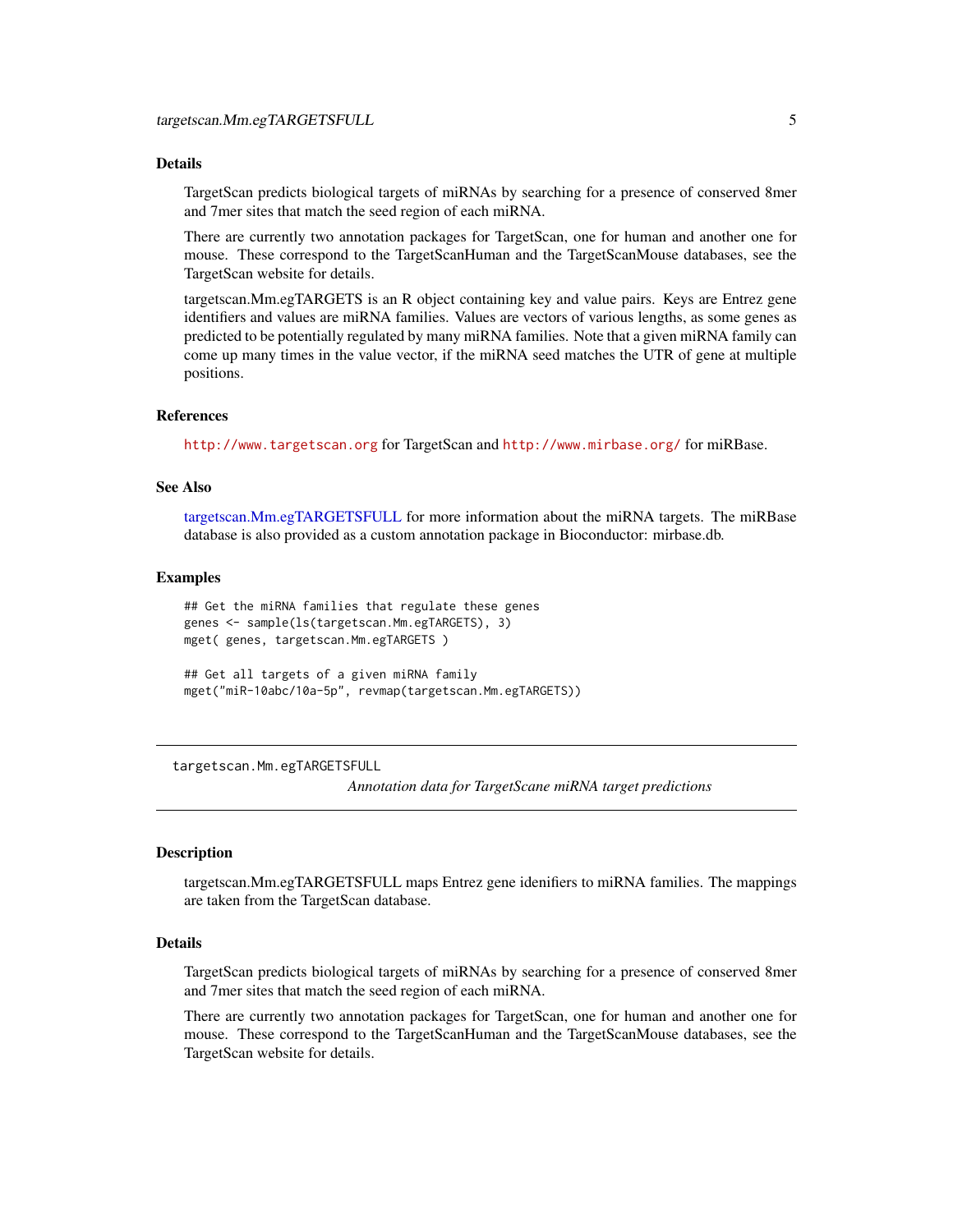## Details

TargetScan predicts biological targets of miRNAs by searching for a presence of conserved 8mer and 7mer sites that match the seed region of each miRNA.

There are currently two annotation packages for TargetScan, one for human and another one for mouse. These correspond to the TargetScanHuman and the TargetScanMouse databases, see the TargetScan website for details.

targetscan.Mm.egTARGETS is an R object containing key and value pairs. Keys are Entrez gene identifiers and values are miRNA families. Values are vectors of various lengths, as some genes as predicted to be potentially regulated by many miRNA families. Note that a given miRNA family can come up many times in the value vector, if the miRNA seed matches the UTR of gene at multiple positions.

## References

http://www.targetscan.org for TargetScan and http://www.mirbase.org/ for miRBase.

## See Also

targetscan.Mm.egTARGETSFULL for more information about the miRNA targets. The miRBase database is also provided as a custom annotation package in Bioconductor: mirbase.db.

## Examples

```
## Get the miRNA families that regulate these genes
genes <- sample(ls(targetscan.Mm.egTARGETS), 3)
mget( genes, targetscan.Mm.egTARGETS )

## Get all targets of a given miRNA family
mget("miR-10abc/10a-5p", revmap(targetscan.Mm.egTARGETS))
```

---

# targetscan.Mm.egTARGETSFULL

*Annotation data for TargetScane miRNA target predictions*

---

## Description

targetscan.Mm.egTARGETSFULL maps Entrez gene idenifiers to miRNA families. The mappings are taken from the TargetScan database.

## Details

TargetScan predicts biological targets of miRNAs by searching for a presence of conserved 8mer and 7mer sites that match the seed region of each miRNA.

There are currently two annotation packages for TargetScan, one for human and another one for mouse. These correspond to the TargetScanHuman and the TargetScanMouse databases, see the TargetScan website for details.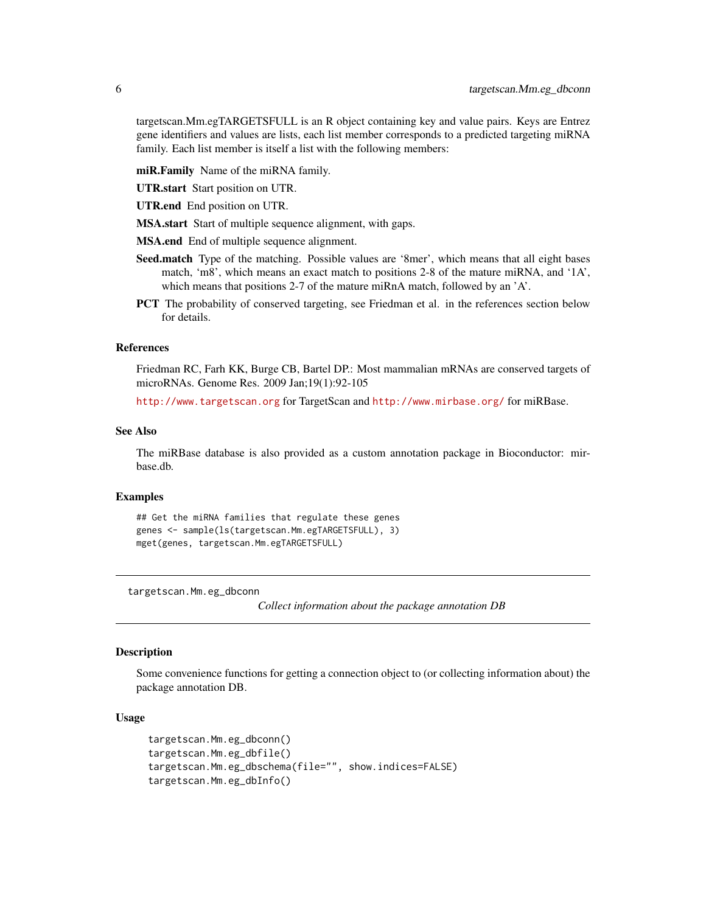targetscan.Mm.egTARGETSFULL is an R object containing key and value pairs. Keys are Entrez gene identifiers and values are lists, each list member corresponds to a predicted targeting miRNA family. Each list member is itself a list with the following members:

**miR.Family** Name of the miRNA family.

**UTR.start** Start position on UTR.

**UTR.end** End position on UTR.

**MSA.start** Start of multiple sequence alignment, with gaps.

**MSA.end** End of multiple sequence alignment.

**Seed.match** Type of the matching. Possible values are '8mer', which means that all eight bases match, 'm8', which means an exact match to positions 2-8 of the mature miRNA, and '1A', which means that positions 2-7 of the mature miRnA match, followed by an 'A'.

**PCT** The probability of conserved targeting, see Friedman et al. in the references section below for details.

### References

Friedman RC, Farh KK, Burge CB, Bartel DP.: Most mammalian mRNAs are conserved targets of microRNAs. Genome Res. 2009 Jan;19(1):92-105

http://www.targetscan.org for TargetScan and http://www.mirbase.org/ for miRBase.

### See Also

The miRBase database is also provided as a custom annotation package in Bioconductor: mirbase.db.

### Examples

```
## Get the miRNA families that regulate these genes
genes <- sample(ls(targetscan.Mm.egTARGETSFULL), 3)
mget(genes, targetscan.Mm.egTARGETSFULL)
```

---

## targetscan.Mm.eg_dbconn

*Collect information about the package annotation DB*

### Description

Some convenience functions for getting a connection object to (or collecting information about) the package annotation DB.

### Usage

```
targetscan.Mm.eg_dbconn()
targetscan.Mm.eg_dbfile()
targetscan.Mm.eg_dbschema(file="", show.indices=FALSE)
targetscan.Mm.eg_dbInfo()
```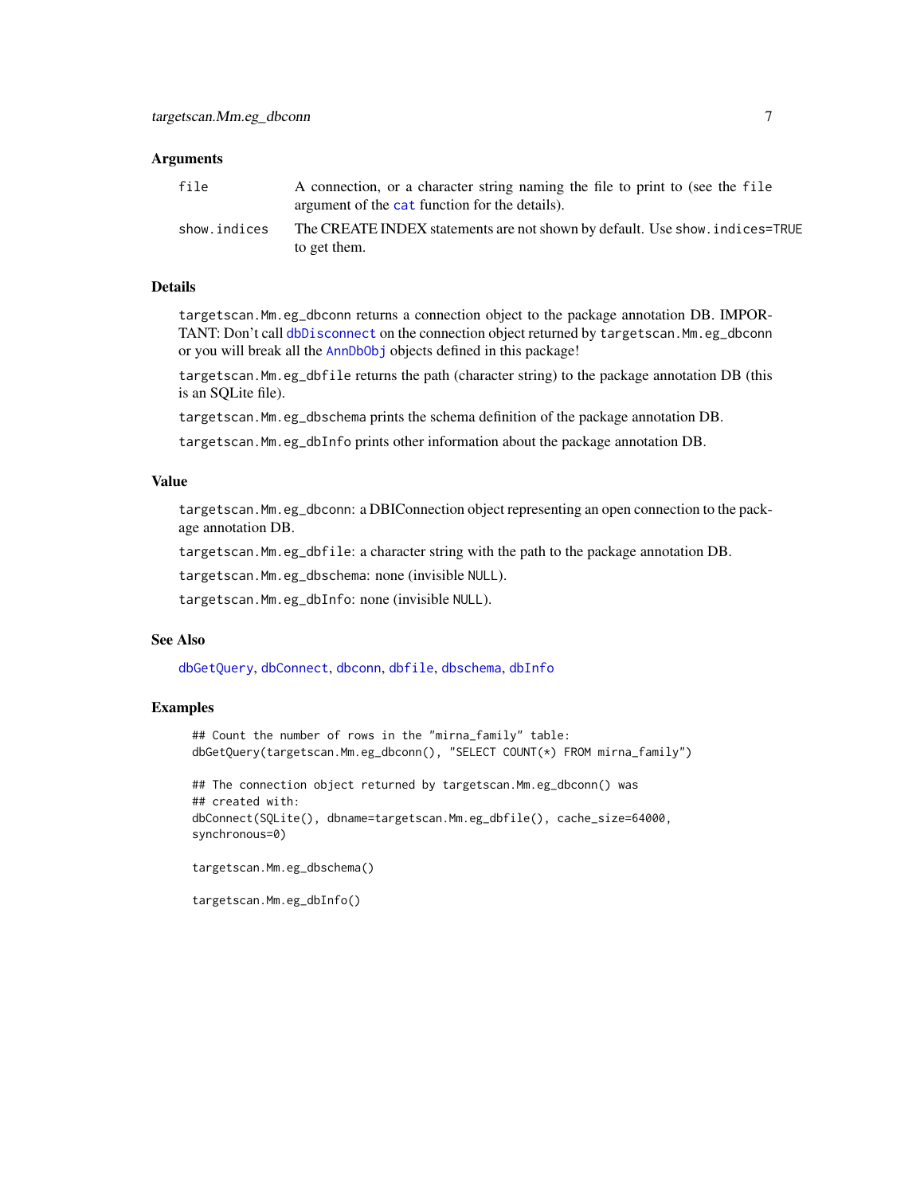### Arguments

| | |
|---|---|
| `file` | A connection, or a character string naming the file to print to (see the `file` argument of the `cat` function for the details). |
| `show.indices` | The CREATE INDEX statements are not shown by default. Use `show.indices=TRUE` to get them. |

### Details

`targetscan.Mm.eg_dbconn` returns a connection object to the package annotation DB. IMPORTANT: Don't call `dbDisconnect` on the connection object returned by `targetscan.Mm.eg_dbconn` or you will break all the `AnnDbObj` objects defined in this package!

`targetscan.Mm.eg_dbfile` returns the path (character string) to the package annotation DB (this is an SQLite file).

`targetscan.Mm.eg_dbschema` prints the schema definition of the package annotation DB.

`targetscan.Mm.eg_dbInfo` prints other information about the package annotation DB.

### Value

`targetscan.Mm.eg_dbconn`: a DBIConnection object representing an open connection to the package annotation DB.

`targetscan.Mm.eg_dbfile`: a character string with the path to the package annotation DB.

`targetscan.Mm.eg_dbschema`: none (invisible `NULL`).

`targetscan.Mm.eg_dbInfo`: none (invisible `NULL`).

### See Also

`dbGetQuery`, `dbConnect`, `dbconn`, `dbfile`, `dbschema`, `dbInfo`

### Examples

```
## Count the number of rows in the "mirna_family" table:
dbGetQuery(targetscan.Mm.eg_dbconn(), "SELECT COUNT(*) FROM mirna_family")

## The connection object returned by targetscan.Mm.eg_dbconn() was
## created with:
dbConnect(SQLite(), dbname=targetscan.Mm.eg_dbfile(), cache_size=64000,
synchronous=0)

targetscan.Mm.eg_dbschema()

targetscan.Mm.eg_dbInfo()
```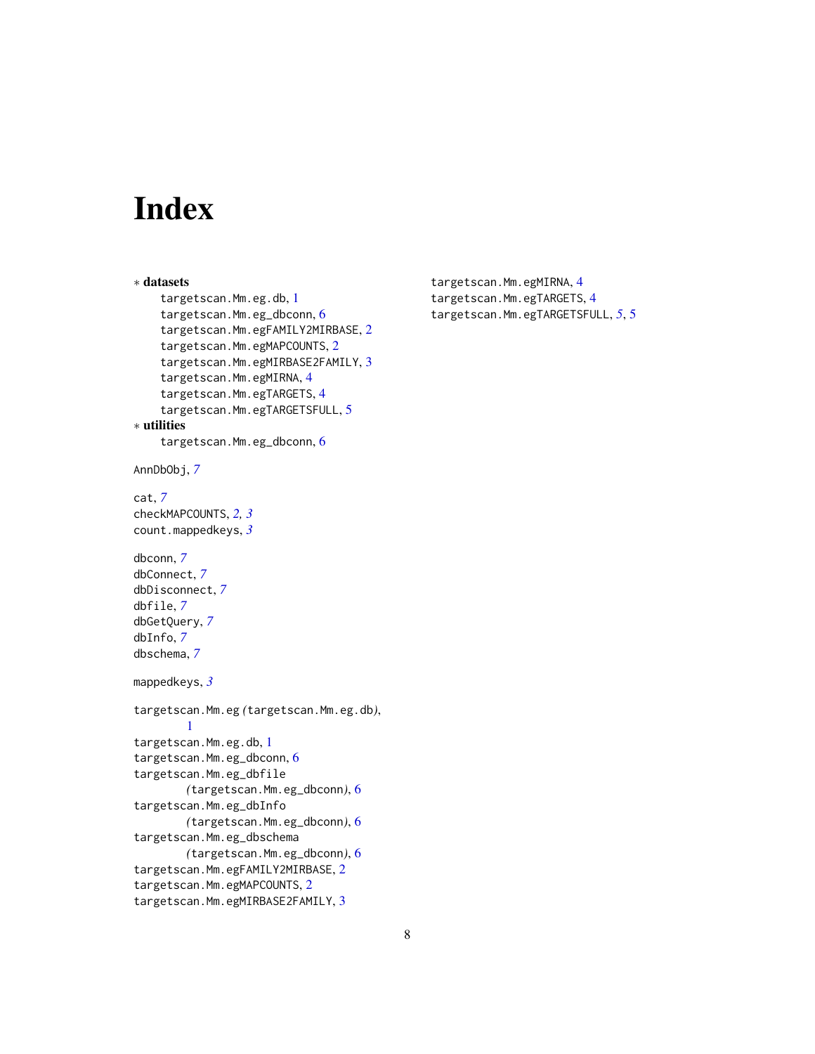# Index

∗ **datasets**
  targetscan.Mm.eg.db, 1
  targetscan.Mm.eg_dbconn, 6
  targetscan.Mm.egFAMILY2MIRBASE, 2
  targetscan.Mm.egMAPCOUNTS, 2
  targetscan.Mm.egMIRBASE2FAMILY, 3
  targetscan.Mm.egMIRNA, 4
  targetscan.Mm.egTARGETS, 4
  targetscan.Mm.egTARGETSFULL, 5

∗ **utilities**
  targetscan.Mm.eg_dbconn, 6

AnnDbObj, *7*

cat, *7*
checkMAPCOUNTS, *2, 3*
count.mappedkeys, *3*

dbconn, *7*
dbConnect, *7*
dbDisconnect, *7*
dbfile, *7*
dbGetQuery, *7*
dbInfo, *7*
dbschema, *7*

mappedkeys, *3*

targetscan.Mm.eg *(*targetscan.Mm.eg.db*)*, 1
targetscan.Mm.eg.db, 1
targetscan.Mm.eg_dbconn, 6
targetscan.Mm.eg_dbfile *(*targetscan.Mm.eg_dbconn*)*, 6
targetscan.Mm.eg_dbInfo *(*targetscan.Mm.eg_dbconn*)*, 6
targetscan.Mm.eg_dbschema *(*targetscan.Mm.eg_dbconn*)*, 6
targetscan.Mm.egFAMILY2MIRBASE, 2
targetscan.Mm.egMAPCOUNTS, 2
targetscan.Mm.egMIRBASE2FAMILY, 3
targetscan.Mm.egMIRNA, 4
targetscan.Mm.egTARGETS, 4
targetscan.Mm.egTARGETSFULL, *5*, 5